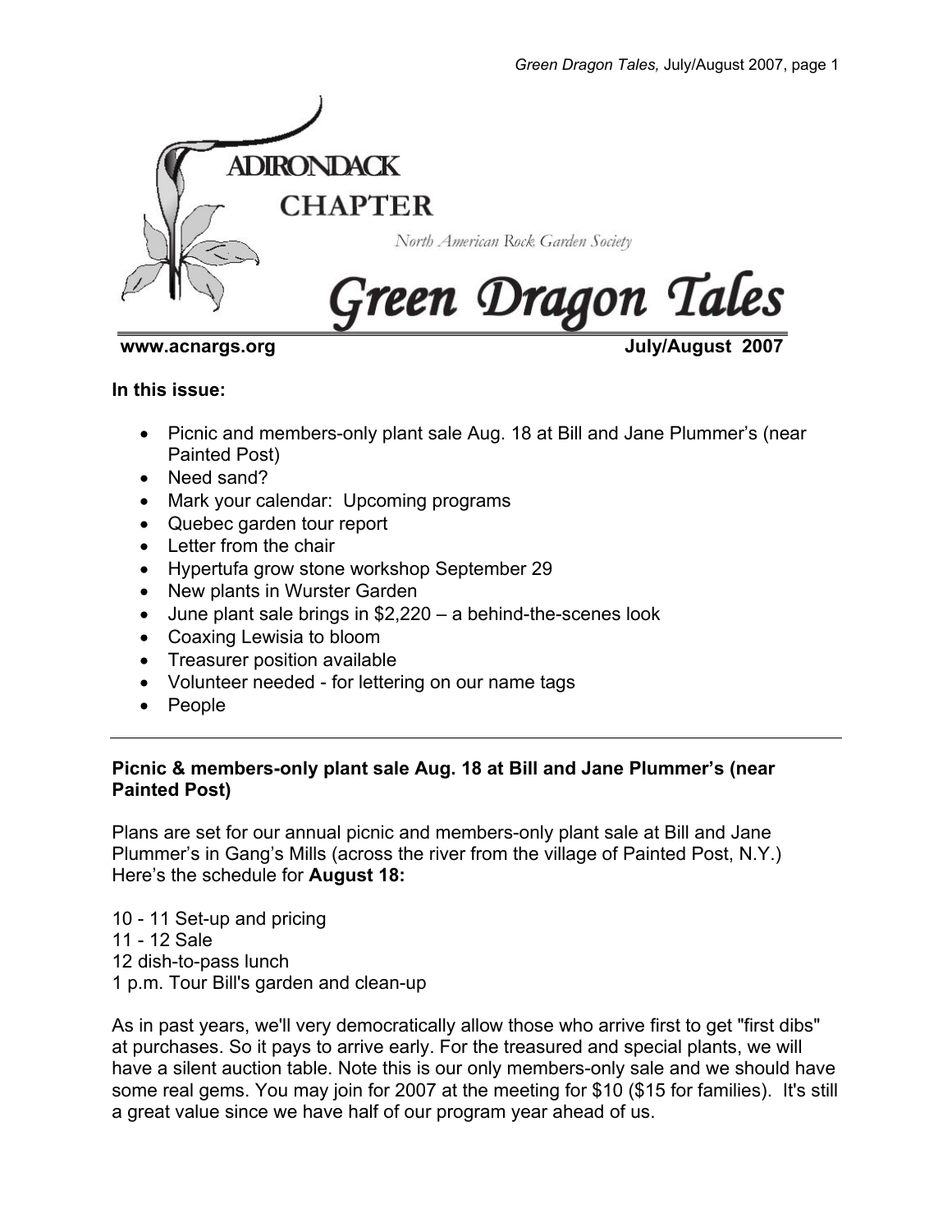ADIRONDACK CHAPTER

North American Rock Garden Society

# Green Dragon Tales

**www.acnargs.org** **July/August 2007**

**In this issue:**

- Picnic and members-only plant sale Aug. 18 at Bill and Jane Plummer's (near Painted Post)
- Need sand?
- Mark your calendar: Upcoming programs
- Quebec garden tour report
- Letter from the chair
- Hypertufa grow stone workshop September 29
- New plants in Wurster Garden
- June plant sale brings in $2,220 – a behind-the-scenes look
- Coaxing Lewisia to bloom
- Treasurer position available
- Volunteer needed - for lettering on our name tags
- People

---

## Picnic & members-only plant sale Aug. 18 at Bill and Jane Plummer's (near Painted Post)

Plans are set for our annual picnic and members-only plant sale at Bill and Jane Plummer's in Gang's Mills (across the river from the village of Painted Post, N.Y.) Here's the schedule for **August 18:**

10 - 11 Set-up and pricing
11 - 12 Sale
12 dish-to-pass lunch
1 p.m. Tour Bill's garden and clean-up

As in past years, we'll very democratically allow those who arrive first to get "first dibs" at purchases. So it pays to arrive early. For the treasured and special plants, we will have a silent auction table. Note this is our only members-only sale and we should have some real gems. You may join for 2007 at the meeting for $10 ($15 for families). It's still a great value since we have half of our program year ahead of us.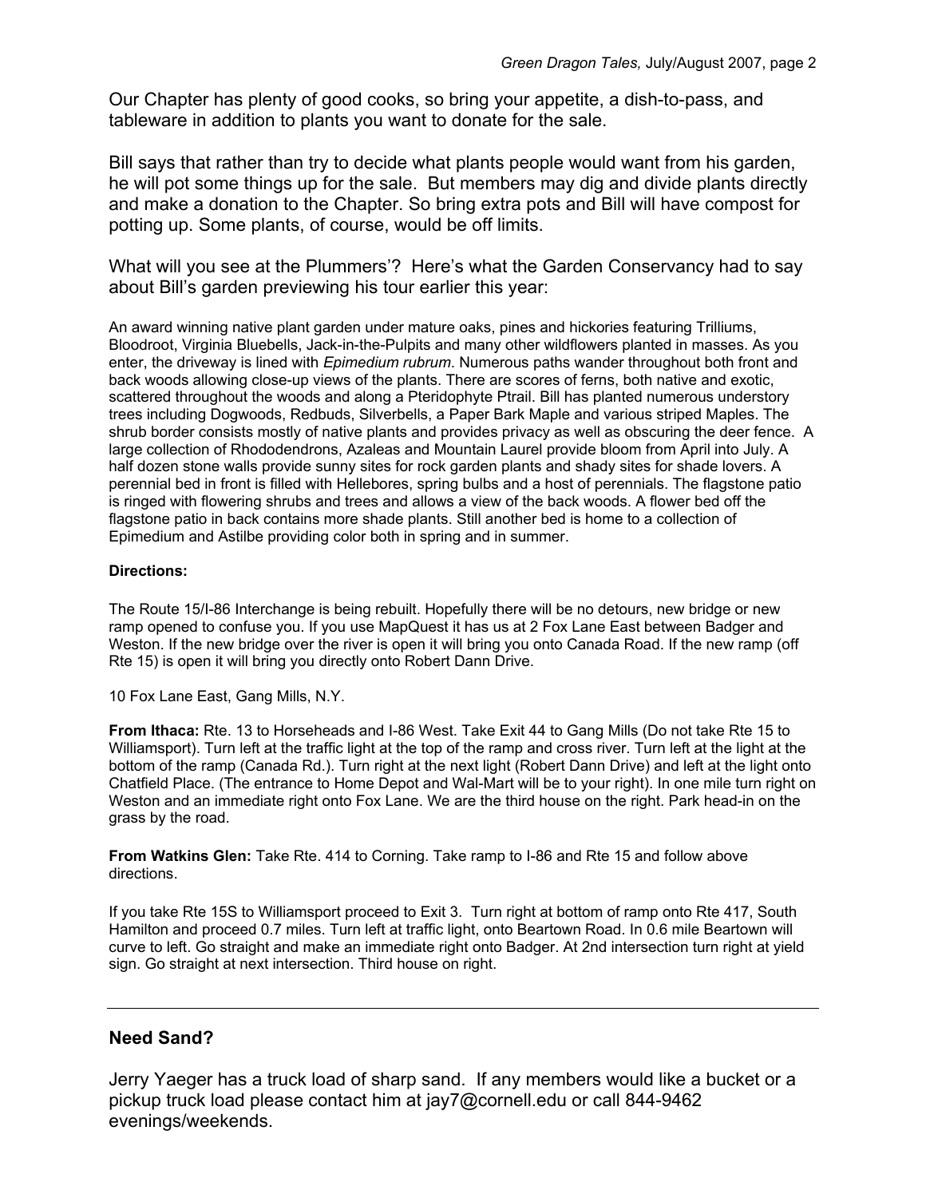Our Chapter has plenty of good cooks, so bring your appetite, a dish-to-pass, and tableware in addition to plants you want to donate for the sale.

Bill says that rather than try to decide what plants people would want from his garden, he will pot some things up for the sale. But members may dig and divide plants directly and make a donation to the Chapter. So bring extra pots and Bill will have compost for potting up. Some plants, of course, would be off limits.

What will you see at the Plummers'? Here's what the Garden Conservancy had to say about Bill's garden previewing his tour earlier this year:

An award winning native plant garden under mature oaks, pines and hickories featuring Trilliums, Bloodroot, Virginia Bluebells, Jack-in-the-Pulpits and many other wildflowers planted in masses. As you enter, the driveway is lined with *Epimedium rubrum*. Numerous paths wander throughout both front and back woods allowing close-up views of the plants. There are scores of ferns, both native and exotic, scattered throughout the woods and along a Pteridophyte Ptrail. Bill has planted numerous understory trees including Dogwoods, Redbuds, Silverbells, a Paper Bark Maple and various striped Maples. The shrub border consists mostly of native plants and provides privacy as well as obscuring the deer fence. A large collection of Rhododendrons, Azaleas and Mountain Laurel provide bloom from April into July. A half dozen stone walls provide sunny sites for rock garden plants and shady sites for shade lovers. A perennial bed in front is filled with Hellebores, spring bulbs and a host of perennials. The flagstone patio is ringed with flowering shrubs and trees and allows a view of the back woods. A flower bed off the flagstone patio in back contains more shade plants. Still another bed is home to a collection of Epimedium and Astilbe providing color both in spring and in summer.

**Directions:**

The Route 15/I-86 Interchange is being rebuilt. Hopefully there will be no detours, new bridge or new ramp opened to confuse you. If you use MapQuest it has us at 2 Fox Lane East between Badger and Weston. If the new bridge over the river is open it will bring you onto Canada Road. If the new ramp (off Rte 15) is open it will bring you directly onto Robert Dann Drive.

10 Fox Lane East, Gang Mills, N.Y.

**From Ithaca:** Rte. 13 to Horseheads and I-86 West. Take Exit 44 to Gang Mills (Do not take Rte 15 to Williamsport). Turn left at the traffic light at the top of the ramp and cross river. Turn left at the light at the bottom of the ramp (Canada Rd.). Turn right at the next light (Robert Dann Drive) and left at the light onto Chatfield Place. (The entrance to Home Depot and Wal-Mart will be to your right). In one mile turn right on Weston and an immediate right onto Fox Lane. We are the third house on the right. Park head-in on the grass by the road.

**From Watkins Glen:** Take Rte. 414 to Corning. Take ramp to I-86 and Rte 15 and follow above directions.

If you take Rte 15S to Williamsport proceed to Exit 3. Turn right at bottom of ramp onto Rte 417, South Hamilton and proceed 0.7 miles. Turn left at traffic light, onto Beartown Road. In 0.6 mile Beartown will curve to left. Go straight and make an immediate right onto Badger. At 2nd intersection turn right at yield sign. Go straight at next intersection. Third house on right.

---

### Need Sand?

Jerry Yaeger has a truck load of sharp sand. If any members would like a bucket or a pickup truck load please contact him at jay7@cornell.edu or call 844-9462 evenings/weekends.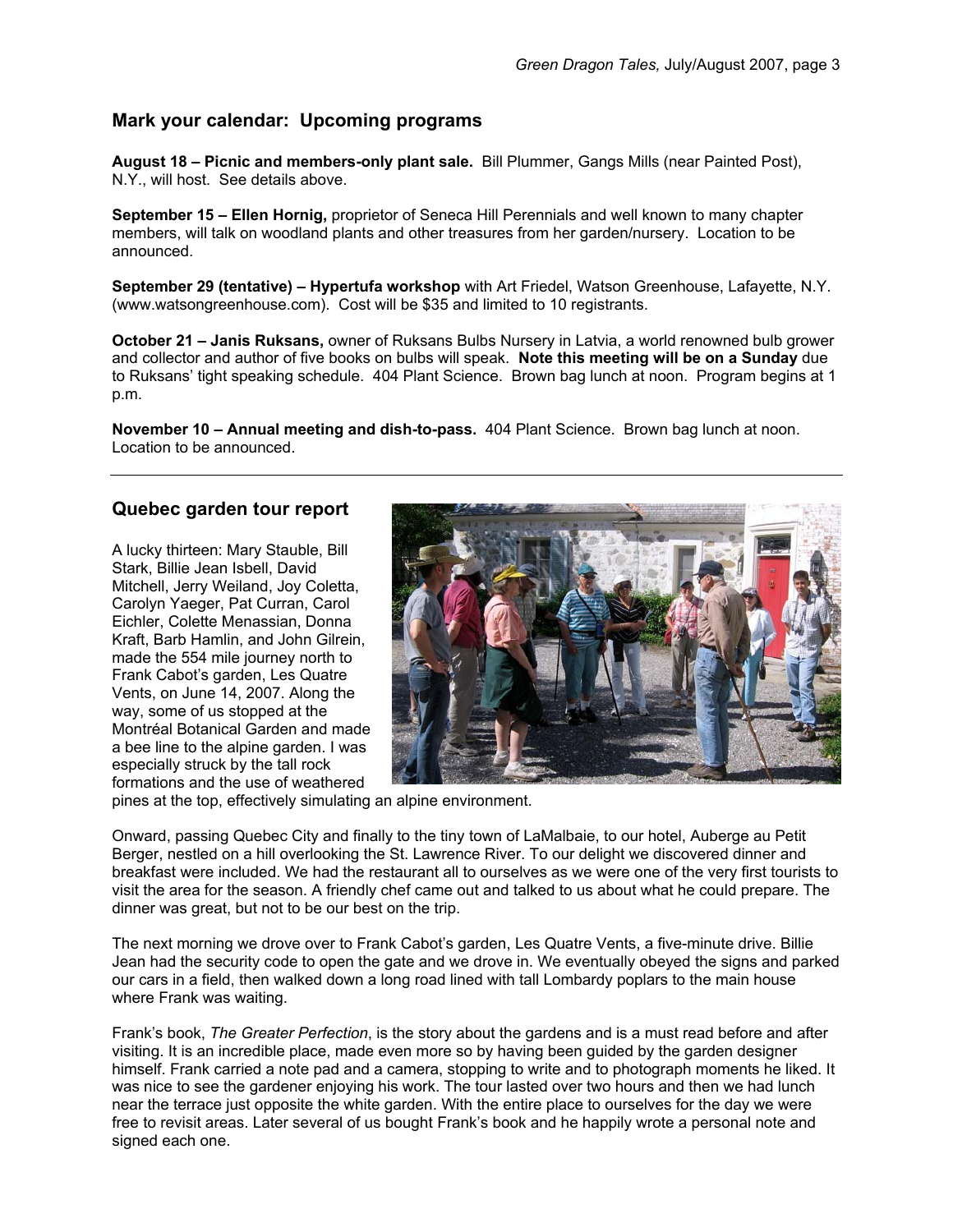## Mark your calendar: Upcoming programs

**August 18 – Picnic and members-only plant sale.** Bill Plummer, Gangs Mills (near Painted Post), N.Y., will host. See details above.

**September 15 – Ellen Hornig,** proprietor of Seneca Hill Perennials and well known to many chapter members, will talk on woodland plants and other treasures from her garden/nursery. Location to be announced.

**September 29 (tentative) – Hypertufa workshop** with Art Friedel, Watson Greenhouse, Lafayette, N.Y. (www.watsongreenhouse.com). Cost will be $35 and limited to 10 registrants.

**October 21 – Janis Ruksans,** owner of Ruksans Bulbs Nursery in Latvia, a world renowned bulb grower and collector and author of five books on bulbs will speak. **Note this meeting will be on a Sunday** due to Ruksans' tight speaking schedule. 404 Plant Science. Brown bag lunch at noon. Program begins at 1 p.m.

**November 10 – Annual meeting and dish-to-pass.** 404 Plant Science. Brown bag lunch at noon. Location to be announced.

---

## Quebec garden tour report

A lucky thirteen: Mary Stauble, Bill Stark, Billie Jean Isbell, David Mitchell, Jerry Weiland, Joy Coletta, Carolyn Yaeger, Pat Curran, Carol Eichler, Colette Menassian, Donna Kraft, Barb Hamlin, and John Gilrein, made the 554 mile journey north to Frank Cabot's garden, Les Quatre Vents, on June 14, 2007. Along the way, some of us stopped at the Montréal Botanical Garden and made a bee line to the alpine garden. I was especially struck by the tall rock formations and the use of weathered pines at the top, effectively simulating an alpine environment.

Onward, passing Quebec City and finally to the tiny town of LaMalbaie, to our hotel, Auberge au Petit Berger, nestled on a hill overlooking the St. Lawrence River. To our delight we discovered dinner and breakfast were included. We had the restaurant all to ourselves as we were one of the very first tourists to visit the area for the season. A friendly chef came out and talked to us about what he could prepare. The dinner was great, but not to be our best on the trip.

The next morning we drove over to Frank Cabot's garden, Les Quatre Vents, a five-minute drive. Billie Jean had the security code to open the gate and we drove in. We eventually obeyed the signs and parked our cars in a field, then walked down a long road lined with tall Lombardy poplars to the main house where Frank was waiting.

Frank's book, *The Greater Perfection*, is the story about the gardens and is a must read before and after visiting. It is an incredible place, made even more so by having been guided by the garden designer himself. Frank carried a note pad and a camera, stopping to write and to photograph moments he liked. It was nice to see the gardener enjoying his work. The tour lasted over two hours and then we had lunch near the terrace just opposite the white garden. With the entire place to ourselves for the day we were free to revisit areas. Later several of us bought Frank's book and he happily wrote a personal note and signed each one.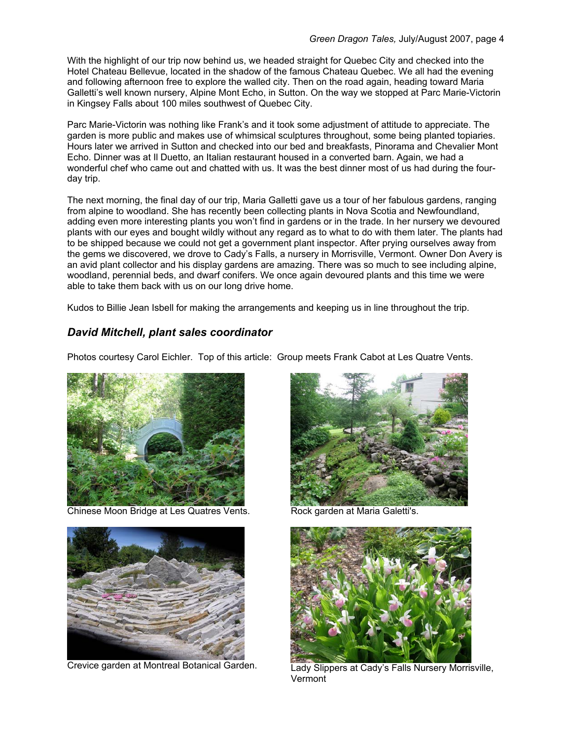With the highlight of our trip now behind us, we headed straight for Quebec City and checked into the Hotel Chateau Bellevue, located in the shadow of the famous Chateau Quebec. We all had the evening and following afternoon free to explore the walled city. Then on the road again, heading toward Maria Galletti's well known nursery, Alpine Mont Echo, in Sutton. On the way we stopped at Parc Marie-Victorin in Kingsey Falls about 100 miles southwest of Quebec City.

Parc Marie-Victorin was nothing like Frank's and it took some adjustment of attitude to appreciate. The garden is more public and makes use of whimsical sculptures throughout, some being planted topiaries. Hours later we arrived in Sutton and checked into our bed and breakfasts, Pinorama and Chevalier Mont Echo. Dinner was at Il Duetto, an Italian restaurant housed in a converted barn. Again, we had a wonderful chef who came out and chatted with us. It was the best dinner most of us had during the four-day trip.

The next morning, the final day of our trip, Maria Galletti gave us a tour of her fabulous gardens, ranging from alpine to woodland. She has recently been collecting plants in Nova Scotia and Newfoundland, adding even more interesting plants you won't find in gardens or in the trade. In her nursery we devoured plants with our eyes and bought wildly without any regard as to what to do with them later. The plants had to be shipped because we could not get a government plant inspector. After prying ourselves away from the gems we discovered, we drove to Cady's Falls, a nursery in Morrisville, Vermont. Owner Don Avery is an avid plant collector and his display gardens are amazing. There was so much to see including alpine, woodland, perennial beds, and dwarf conifers. We once again devoured plants and this time we were able to take them back with us on our long drive home.

Kudos to Billie Jean Isbell for making the arrangements and keeping us in line throughout the trip.

### *David Mitchell, plant sales coordinator*

Photos courtesy Carol Eichler. Top of this article: Group meets Frank Cabot at Les Quatre Vents.

Chinese Moon Bridge at Les Quatres Vents.

Rock garden at Maria Galetti's.

Crevice garden at Montreal Botanical Garden.

Lady Slippers at Cady's Falls Nursery Morrisville, Vermont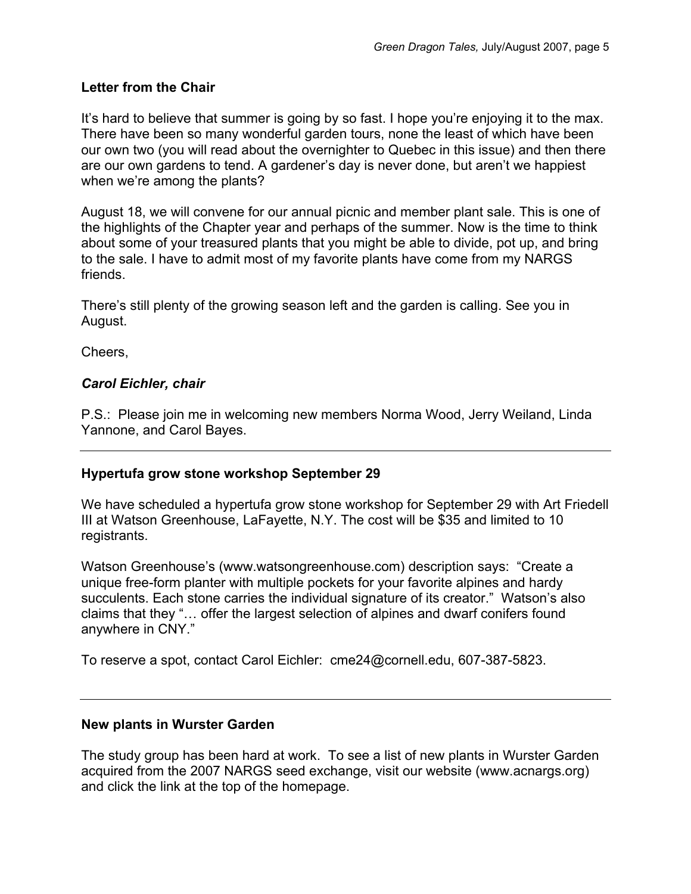## Letter from the Chair

It's hard to believe that summer is going by so fast. I hope you're enjoying it to the max. There have been so many wonderful garden tours, none the least of which have been our own two (you will read about the overnighter to Quebec in this issue) and then there are our own gardens to tend. A gardener's day is never done, but aren't we happiest when we're among the plants?

August 18, we will convene for our annual picnic and member plant sale. This is one of the highlights of the Chapter year and perhaps of the summer. Now is the time to think about some of your treasured plants that you might be able to divide, pot up, and bring to the sale. I have to admit most of my favorite plants have come from my NARGS friends.

There's still plenty of the growing season left and the garden is calling. See you in August.

Cheers,

***Carol Eichler, chair***

P.S.: Please join me in welcoming new members Norma Wood, Jerry Weiland, Linda Yannone, and Carol Bayes.

---

## Hypertufa grow stone workshop September 29

We have scheduled a hypertufa grow stone workshop for September 29 with Art Friedell III at Watson Greenhouse, LaFayette, N.Y. The cost will be $35 and limited to 10 registrants.

Watson Greenhouse's (www.watsongreenhouse.com) description says: "Create a unique free-form planter with multiple pockets for your favorite alpines and hardy succulents. Each stone carries the individual signature of its creator." Watson's also claims that they "… offer the largest selection of alpines and dwarf conifers found anywhere in CNY."

To reserve a spot, contact Carol Eichler: cme24@cornell.edu, 607-387-5823.

---

## New plants in Wurster Garden

The study group has been hard at work. To see a list of new plants in Wurster Garden acquired from the 2007 NARGS seed exchange, visit our website (www.acnargs.org) and click the link at the top of the homepage.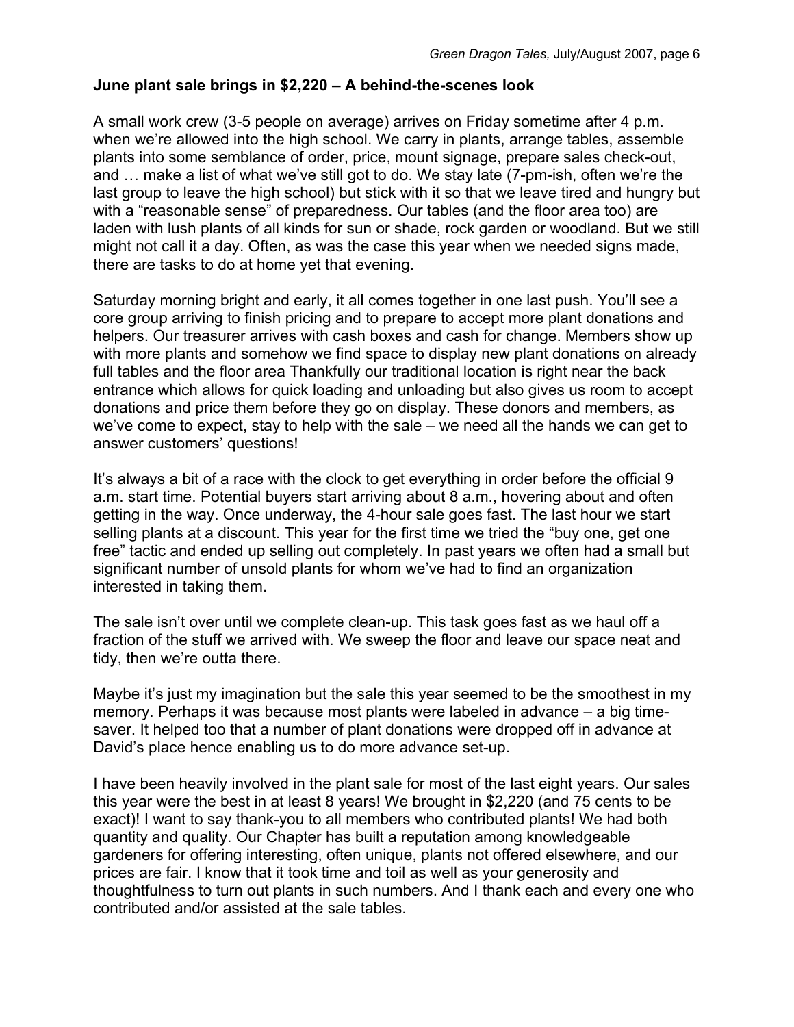**June plant sale brings in $2,220 – A behind-the-scenes look**

A small work crew (3-5 people on average) arrives on Friday sometime after 4 p.m. when we're allowed into the high school. We carry in plants, arrange tables, assemble plants into some semblance of order, price, mount signage, prepare sales check-out, and … make a list of what we've still got to do. We stay late (7-pm-ish, often we're the last group to leave the high school) but stick with it so that we leave tired and hungry but with a "reasonable sense" of preparedness. Our tables (and the floor area too) are laden with lush plants of all kinds for sun or shade, rock garden or woodland. But we still might not call it a day. Often, as was the case this year when we needed signs made, there are tasks to do at home yet that evening.

Saturday morning bright and early, it all comes together in one last push. You'll see a core group arriving to finish pricing and to prepare to accept more plant donations and helpers. Our treasurer arrives with cash boxes and cash for change. Members show up with more plants and somehow we find space to display new plant donations on already full tables and the floor area Thankfully our traditional location is right near the back entrance which allows for quick loading and unloading but also gives us room to accept donations and price them before they go on display. These donors and members, as we've come to expect, stay to help with the sale – we need all the hands we can get to answer customers' questions!

It's always a bit of a race with the clock to get everything in order before the official 9 a.m. start time. Potential buyers start arriving about 8 a.m., hovering about and often getting in the way. Once underway, the 4-hour sale goes fast. The last hour we start selling plants at a discount. This year for the first time we tried the "buy one, get one free" tactic and ended up selling out completely. In past years we often had a small but significant number of unsold plants for whom we've had to find an organization interested in taking them.

The sale isn't over until we complete clean-up. This task goes fast as we haul off a fraction of the stuff we arrived with. We sweep the floor and leave our space neat and tidy, then we're outta there.

Maybe it's just my imagination but the sale this year seemed to be the smoothest in my memory. Perhaps it was because most plants were labeled in advance – a big time-saver. It helped too that a number of plant donations were dropped off in advance at David's place hence enabling us to do more advance set-up.

I have been heavily involved in the plant sale for most of the last eight years. Our sales this year were the best in at least 8 years! We brought in $2,220 (and 75 cents to be exact)! I want to say thank-you to all members who contributed plants! We had both quantity and quality. Our Chapter has built a reputation among knowledgeable gardeners for offering interesting, often unique, plants not offered elsewhere, and our prices are fair. I know that it took time and toil as well as your generosity and thoughtfulness to turn out plants in such numbers. And I thank each and every one who contributed and/or assisted at the sale tables.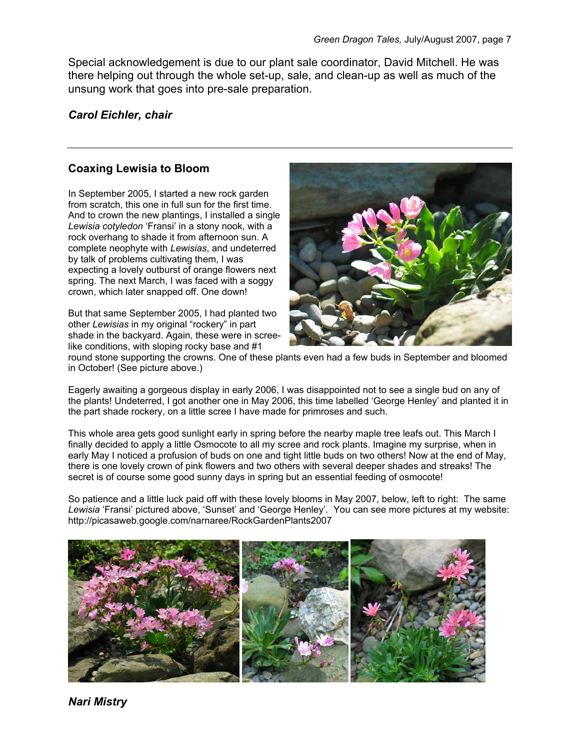Special acknowledgement is due to our plant sale coordinator, David Mitchell. He was there helping out through the whole set-up, sale, and clean-up as well as much of the unsung work that goes into pre-sale preparation.

***Carol Eichler, chair***

---

### Coaxing Lewisia to Bloom

In September 2005, I started a new rock garden from scratch, this one in full sun for the first time. And to crown the new plantings, I installed a single *Lewisia cotyledon* 'Fransi' in a stony nook, with a rock overhang to shade it from afternoon sun. A complete neophyte with *Lewisias*, and undeterred by talk of problems cultivating them, I was expecting a lovely outburst of orange flowers next spring. The next March, I was faced with a soggy crown, which later snapped off. One down!

But that same September 2005, I had planted two other *Lewisias* in my original "rockery" in part shade in the backyard. Again, these were in scree-like conditions, with sloping rocky base and #1 round stone supporting the crowns. One of these plants even had a few buds in September and bloomed in October! (See picture above.)

Eagerly awaiting a gorgeous display in early 2006, I was disappointed not to see a single bud on any of the plants! Undeterred, I got another one in May 2006, this time labelled 'George Henley' and planted it in the part shade rockery, on a little scree I have made for primroses and such.

This whole area gets good sunlight early in spring before the nearby maple tree leafs out. This March I finally decided to apply a little Osmocote to all my scree and rock plants. Imagine my surprise, when in early May I noticed a profusion of buds on one and tight little buds on two others! Now at the end of May, there is one lovely crown of pink flowers and two others with several deeper shades and streaks! The secret is of course some good sunny days in spring but an essential feeding of osmocote!

So patience and a little luck paid off with these lovely blooms in May 2007, below, left to right: The same *Lewisia* 'Fransi' pictured above, 'Sunset' and 'George Henley'. You can see more pictures at my website: http://picasaweb.google.com/narnaree/RockGardenPlants2007

***Nari Mistry***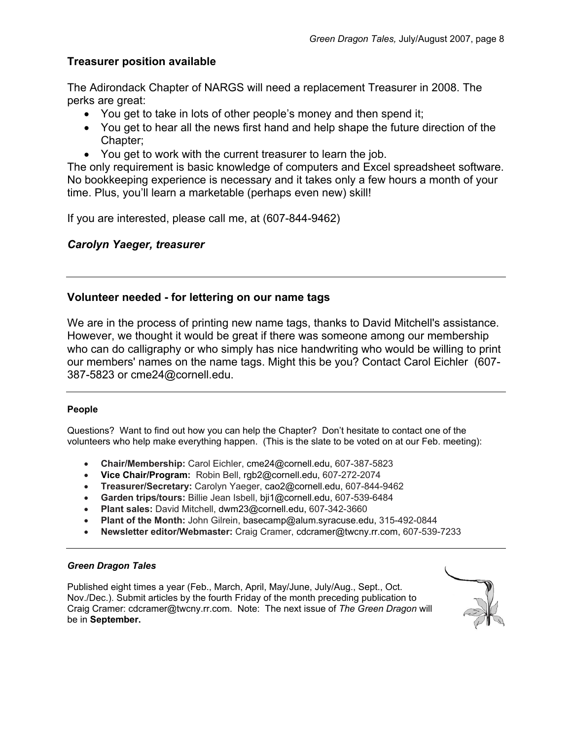## Treasurer position available

The Adirondack Chapter of NARGS will need a replacement Treasurer in 2008. The perks are great:

- You get to take in lots of other people's money and then spend it;
- You get to hear all the news first hand and help shape the future direction of the Chapter;
- You get to work with the current treasurer to learn the job.

The only requirement is basic knowledge of computers and Excel spreadsheet software. No bookkeeping experience is necessary and it takes only a few hours a month of your time. Plus, you'll learn a marketable (perhaps even new) skill!

If you are interested, please call me, at (607-844-9462)

***Carolyn Yaeger, treasurer***

---

## Volunteer needed - for lettering on our name tags

We are in the process of printing new name tags, thanks to David Mitchell's assistance. However, we thought it would be great if there was someone among our membership who can do calligraphy or who simply has nice handwriting who would be willing to print our members' names on the name tags. Might this be you? Contact Carol Eichler (607-387-5823 or cme24@cornell.edu.

---

#### People

Questions? Want to find out how you can help the Chapter? Don't hesitate to contact one of the volunteers who help make everything happen. (This is the slate to be voted on at our Feb. meeting):

- **Chair/Membership:** Carol Eichler, cme24@cornell.edu, 607-387-5823
- **Vice Chair/Program:** Robin Bell, rgb2@cornell.edu, 607-272-2074
- **Treasurer/Secretary:** Carolyn Yaeger, cao2@cornell.edu, 607-844-9462
- **Garden trips/tours:** Billie Jean Isbell, bji1@cornell.edu, 607-539-6484
- **Plant sales:** David Mitchell, dwm23@cornell.edu, 607-342-3660
- **Plant of the Month:** John Gilrein, basecamp@alum.syracuse.edu, 315-492-0844
- **Newsletter editor/Webmaster:** Craig Cramer, cdcramer@twcny.rr.com, 607-539-7233

---

#### *Green Dragon Tales*

Published eight times a year (Feb., March, April, May/June, July/Aug., Sept., Oct. Nov./Dec.). Submit articles by the fourth Friday of the month preceding publication to Craig Cramer: cdcramer@twcny.rr.com. Note: The next issue of *The Green Dragon* will be in **September.**